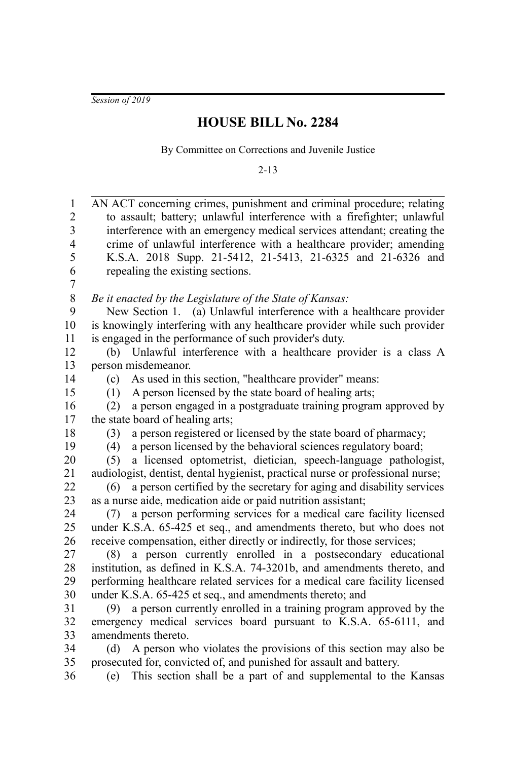*Session of 2019*

# HOUSE BILL No. 2284

By Committee on Corrections and Juvenile Justice

2-13

AN ACT concerning crimes, punishment and criminal procedure; relating to assault; battery; unlawful interference with a firefighter; unlawful interference with an emergency medical services attendant; creating the crime of unlawful interference with a healthcare provider; amending K.S.A. 2018 Supp. 21-5412, 21-5413, 21-6325 and 21-6326 and repealing the existing sections.

*Be it enacted by the Legislature of the State of Kansas:*

New Section 1. (a) Unlawful interference with a healthcare provider is knowingly interfering with any healthcare provider while such provider is engaged in the performance of such provider's duty.

(b) Unlawful interference with a healthcare provider is a class A person misdemeanor.

(c) As used in this section, "healthcare provider" means:

(1) A person licensed by the state board of healing arts;

(2) a person engaged in a postgraduate training program approved by the state board of healing arts;

(3) a person registered or licensed by the state board of pharmacy;

(4) a person licensed by the behavioral sciences regulatory board;

(5) a licensed optometrist, dietician, speech-language pathologist, audiologist, dentist, dental hygienist, practical nurse or professional nurse;

(6) a person certified by the secretary for aging and disability services as a nurse aide, medication aide or paid nutrition assistant;

(7) a person performing services for a medical care facility licensed under K.S.A. 65-425 et seq., and amendments thereto, but who does not receive compensation, either directly or indirectly, for those services;

(8) a person currently enrolled in a postsecondary educational institution, as defined in K.S.A. 74-3201b, and amendments thereto, and performing healthcare related services for a medical care facility licensed under K.S.A. 65-425 et seq., and amendments thereto; and

(9) a person currently enrolled in a training program approved by the emergency medical services board pursuant to K.S.A. 65-6111, and amendments thereto.

(d) A person who violates the provisions of this section may also be prosecuted for, convicted of, and punished for assault and battery.

(e) This section shall be a part of and supplemental to the Kansas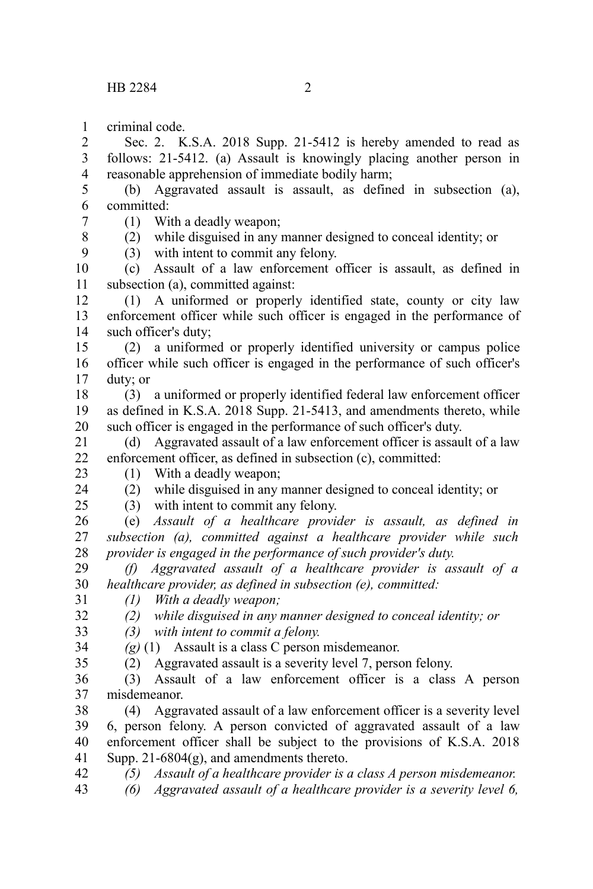criminal code.

Sec. 2. K.S.A. 2018 Supp. 21-5412 is hereby amended to read as follows: 21-5412. (a) Assault is knowingly placing another person in reasonable apprehension of immediate bodily harm;

(b) Aggravated assault is assault, as defined in subsection (a), committed:

(1) With a deadly weapon;

(2) while disguised in any manner designed to conceal identity; or

(3) with intent to commit any felony.

(c) Assault of a law enforcement officer is assault, as defined in subsection (a), committed against:

(1) A uniformed or properly identified state, county or city law enforcement officer while such officer is engaged in the performance of such officer's duty;

(2) a uniformed or properly identified university or campus police officer while such officer is engaged in the performance of such officer's duty; or

(3) a uniformed or properly identified federal law enforcement officer as defined in K.S.A. 2018 Supp. 21-5413, and amendments thereto, while such officer is engaged in the performance of such officer's duty.

(d) Aggravated assault of a law enforcement officer is assault of a law enforcement officer, as defined in subsection (c), committed:

(1) With a deadly weapon;

(2) while disguised in any manner designed to conceal identity; or

(3) with intent to commit any felony.

(e) *Assault of a healthcare provider is assault, as defined in subsection (a), committed against a healthcare provider while such provider is engaged in the performance of such provider's duty.*

*(f) Aggravated assault of a healthcare provider is assault of a healthcare provider, as defined in subsection (e), committed:*

*(1) With a deadly weapon;*

*(2) while disguised in any manner designed to conceal identity; or*

*(3) with intent to commit a felony.*

*(g)* (1) Assault is a class C person misdemeanor.

(2) Aggravated assault is a severity level 7, person felony.

(3) Assault of a law enforcement officer is a class A person misdemeanor.

(4) Aggravated assault of a law enforcement officer is a severity level 6, person felony. A person convicted of aggravated assault of a law enforcement officer shall be subject to the provisions of K.S.A. 2018 Supp. 21-6804(g), and amendments thereto.

*(5) Assault of a healthcare provider is a class A person misdemeanor.*

*(6) Aggravated assault of a healthcare provider is a severity level 6,*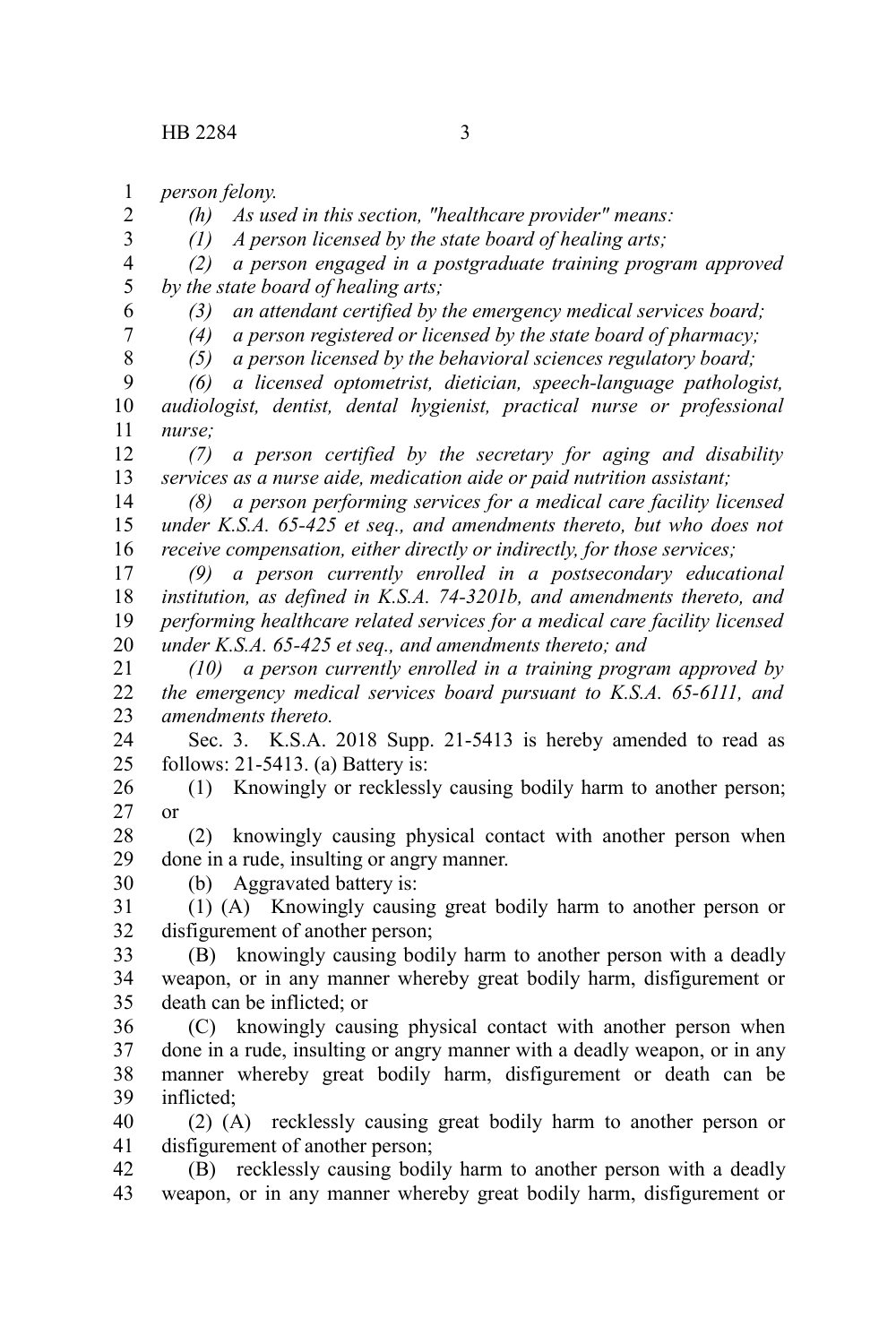*person felony.*

*(h) As used in this section, "healthcare provider" means:*

*(1) A person licensed by the state board of healing arts;*

*(2) a person engaged in a postgraduate training program approved by the state board of healing arts;*

*(3) an attendant certified by the emergency medical services board;*

*(4) a person registered or licensed by the state board of pharmacy;*

*(5) a person licensed by the behavioral sciences regulatory board;*

*(6) a licensed optometrist, dietician, speech-language pathologist, audiologist, dentist, dental hygienist, practical nurse or professional nurse;*

*(7) a person certified by the secretary for aging and disability services as a nurse aide, medication aide or paid nutrition assistant;*

*(8) a person performing services for a medical care facility licensed under K.S.A. 65-425 et seq., and amendments thereto, but who does not receive compensation, either directly or indirectly, for those services;*

*(9) a person currently enrolled in a postsecondary educational institution, as defined in K.S.A. 74-3201b, and amendments thereto, and performing healthcare related services for a medical care facility licensed under K.S.A. 65-425 et seq., and amendments thereto; and*

*(10) a person currently enrolled in a training program approved by the emergency medical services board pursuant to K.S.A. 65-6111, and amendments thereto.*

Sec. 3. K.S.A. 2018 Supp. 21-5413 is hereby amended to read as follows: 21-5413. (a) Battery is:

(1) Knowingly or recklessly causing bodily harm to another person; or

(2) knowingly causing physical contact with another person when done in a rude, insulting or angry manner.

(b) Aggravated battery is:

(1) (A) Knowingly causing great bodily harm to another person or disfigurement of another person;

(B) knowingly causing bodily harm to another person with a deadly weapon, or in any manner whereby great bodily harm, disfigurement or death can be inflicted; or

(C) knowingly causing physical contact with another person when done in a rude, insulting or angry manner with a deadly weapon, or in any manner whereby great bodily harm, disfigurement or death can be inflicted;

(2) (A) recklessly causing great bodily harm to another person or disfigurement of another person;

(B) recklessly causing bodily harm to another person with a deadly weapon, or in any manner whereby great bodily harm, disfigurement or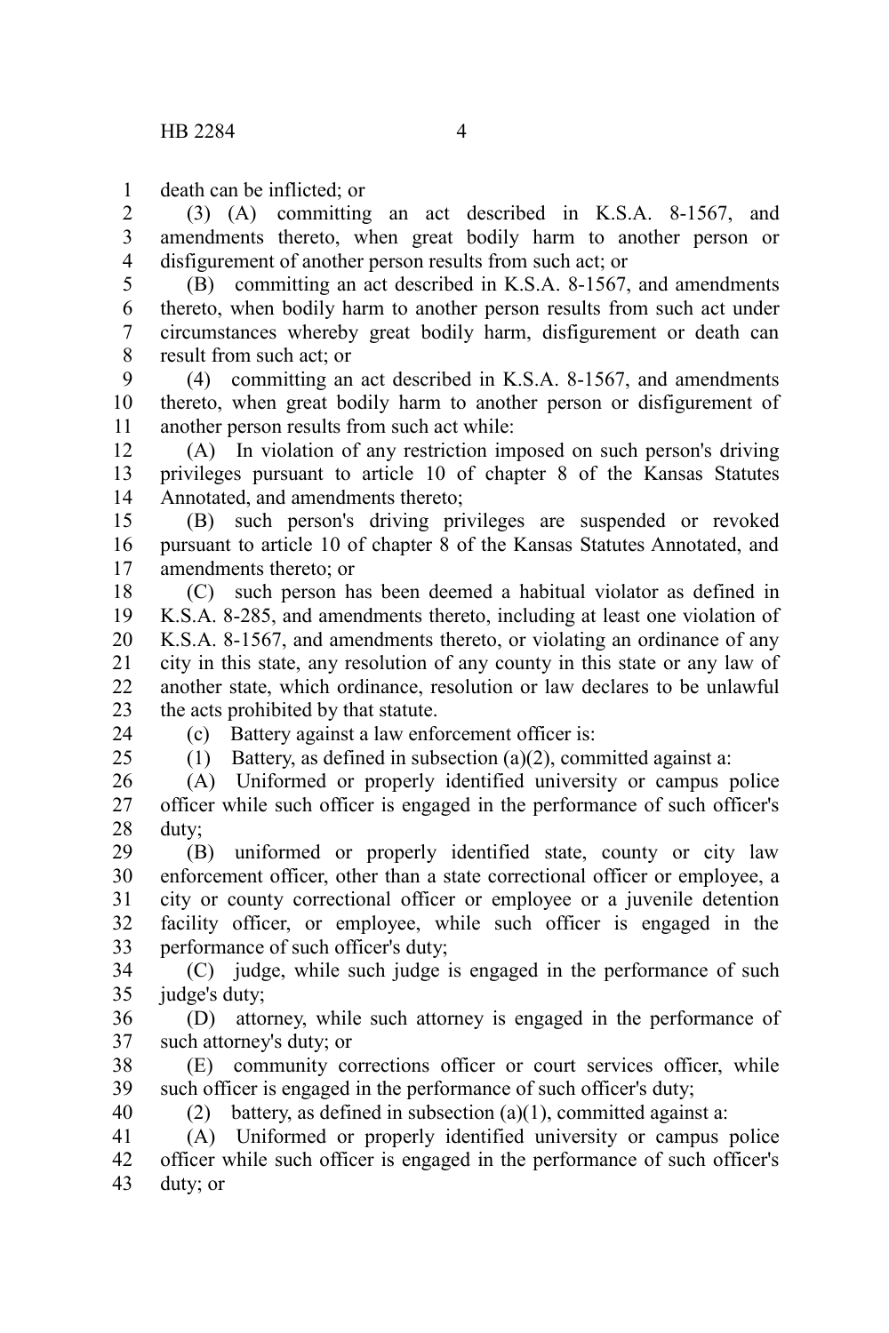death can be inflicted; or

(3) (A) committing an act described in K.S.A. 8-1567, and amendments thereto, when great bodily harm to another person or disfigurement of another person results from such act; or

(B) committing an act described in K.S.A. 8-1567, and amendments thereto, when bodily harm to another person results from such act under circumstances whereby great bodily harm, disfigurement or death can result from such act; or

(4) committing an act described in K.S.A. 8-1567, and amendments thereto, when great bodily harm to another person or disfigurement of another person results from such act while:

(A) In violation of any restriction imposed on such person's driving privileges pursuant to article 10 of chapter 8 of the Kansas Statutes Annotated, and amendments thereto;

(B) such person's driving privileges are suspended or revoked pursuant to article 10 of chapter 8 of the Kansas Statutes Annotated, and amendments thereto; or

(C) such person has been deemed a habitual violator as defined in K.S.A. 8-285, and amendments thereto, including at least one violation of K.S.A. 8-1567, and amendments thereto, or violating an ordinance of any city in this state, any resolution of any county in this state or any law of another state, which ordinance, resolution or law declares to be unlawful the acts prohibited by that statute.

(c) Battery against a law enforcement officer is:

(1) Battery, as defined in subsection (a)(2), committed against a:

(A) Uniformed or properly identified university or campus police officer while such officer is engaged in the performance of such officer's duty;

(B) uniformed or properly identified state, county or city law enforcement officer, other than a state correctional officer or employee, a city or county correctional officer or employee or a juvenile detention facility officer, or employee, while such officer is engaged in the performance of such officer's duty;

(C) judge, while such judge is engaged in the performance of such judge's duty;

(D) attorney, while such attorney is engaged in the performance of such attorney's duty; or

(E) community corrections officer or court services officer, while such officer is engaged in the performance of such officer's duty;

(2) battery, as defined in subsection (a)(1), committed against a:

(A) Uniformed or properly identified university or campus police officer while such officer is engaged in the performance of such officer's duty; or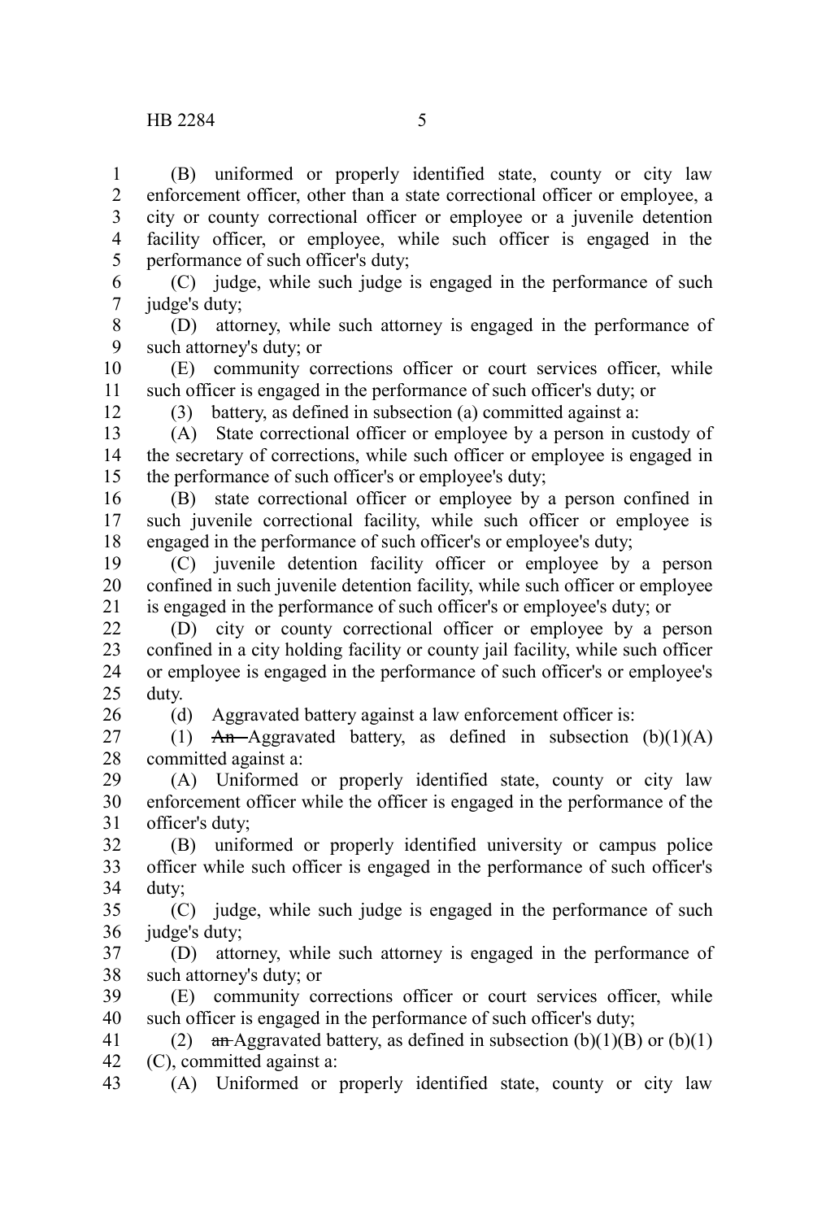(B) uniformed or properly identified state, county or city law enforcement officer, other than a state correctional officer or employee, a city or county correctional officer or employee or a juvenile detention facility officer, or employee, while such officer is engaged in the performance of such officer's duty;

(C) judge, while such judge is engaged in the performance of such judge's duty;

(D) attorney, while such attorney is engaged in the performance of such attorney's duty; or

(E) community corrections officer or court services officer, while such officer is engaged in the performance of such officer's duty; or

(3) battery, as defined in subsection (a) committed against a:

(A) State correctional officer or employee by a person in custody of the secretary of corrections, while such officer or employee is engaged in the performance of such officer's or employee's duty;

(B) state correctional officer or employee by a person confined in such juvenile correctional facility, while such officer or employee is engaged in the performance of such officer's or employee's duty;

(C) juvenile detention facility officer or employee by a person confined in such juvenile detention facility, while such officer or employee is engaged in the performance of such officer's or employee's duty; or

(D) city or county correctional officer or employee by a person confined in a city holding facility or county jail facility, while such officer or employee is engaged in the performance of such officer's or employee's duty.

(d) Aggravated battery against a law enforcement officer is:

(1) ~~An~~ Aggravated battery, as defined in subsection (b)(1)(A) committed against a:

(A) Uniformed or properly identified state, county or city law enforcement officer while the officer is engaged in the performance of the officer's duty;

(B) uniformed or properly identified university or campus police officer while such officer is engaged in the performance of such officer's duty;

(C) judge, while such judge is engaged in the performance of such judge's duty;

(D) attorney, while such attorney is engaged in the performance of such attorney's duty; or

(E) community corrections officer or court services officer, while such officer is engaged in the performance of such officer's duty;

(2) ~~an~~ Aggravated battery, as defined in subsection (b)(1)(B) or (b)(1)(C), committed against a:

(A) Uniformed or properly identified state, county or city law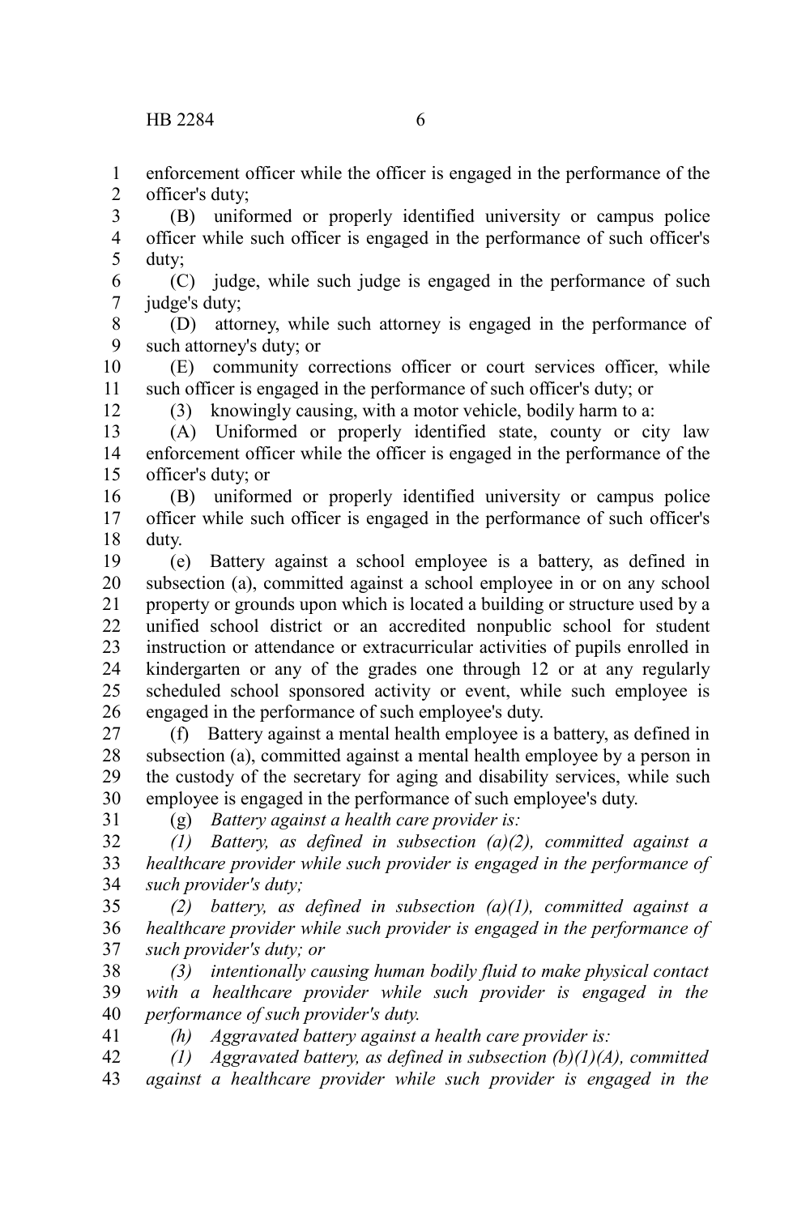enforcement officer while the officer is engaged in the performance of the officer's duty;

(B) uniformed or properly identified university or campus police officer while such officer is engaged in the performance of such officer's duty;

(C) judge, while such judge is engaged in the performance of such judge's duty;

(D) attorney, while such attorney is engaged in the performance of such attorney's duty; or

(E) community corrections officer or court services officer, while such officer is engaged in the performance of such officer's duty; or

(3) knowingly causing, with a motor vehicle, bodily harm to a:

(A) Uniformed or properly identified state, county or city law enforcement officer while the officer is engaged in the performance of the officer's duty; or

(B) uniformed or properly identified university or campus police officer while such officer is engaged in the performance of such officer's duty.

(e) Battery against a school employee is a battery, as defined in subsection (a), committed against a school employee in or on any school property or grounds upon which is located a building or structure used by a unified school district or an accredited nonpublic school for student instruction or attendance or extracurricular activities of pupils enrolled in kindergarten or any of the grades one through 12 or at any regularly scheduled school sponsored activity or event, while such employee is engaged in the performance of such employee's duty.

(f) Battery against a mental health employee is a battery, as defined in subsection (a), committed against a mental health employee by a person in the custody of the secretary for aging and disability services, while such employee is engaged in the performance of such employee's duty.

(g) *Battery against a health care provider is:*

*(1) Battery, as defined in subsection (a)(2), committed against a healthcare provider while such provider is engaged in the performance of such provider's duty;*

*(2) battery, as defined in subsection (a)(1), committed against a healthcare provider while such provider is engaged in the performance of such provider's duty; or*

*(3) intentionally causing human bodily fluid to make physical contact with a healthcare provider while such provider is engaged in the performance of such provider's duty.*

*(h) Aggravated battery against a health care provider is:*

*(1) Aggravated battery, as defined in subsection (b)(1)(A), committed against a healthcare provider while such provider is engaged in the*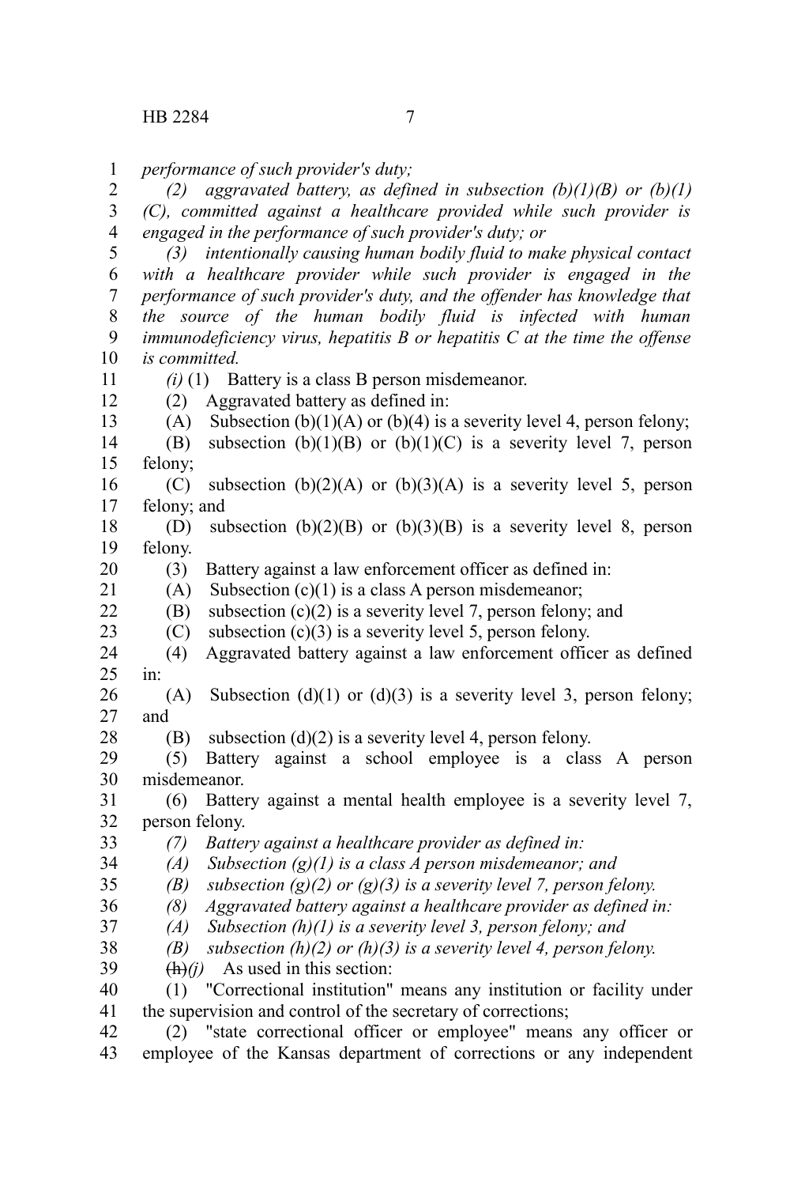*performance of such provider's duty;*

*(2) aggravated battery, as defined in subsection (b)(1)(B) or (b)(1)(C), committed against a healthcare provided while such provider is engaged in the performance of such provider's duty; or*

*(3) intentionally causing human bodily fluid to make physical contact with a healthcare provider while such provider is engaged in the performance of such provider's duty, and the offender has knowledge that the source of the human bodily fluid is infected with human immunodeficiency virus, hepatitis B or hepatitis C at the time the offense is committed.*

*(i)* (1) Battery is a class B person misdemeanor.

(2) Aggravated battery as defined in:

(A) Subsection (b)(1)(A) or (b)(4) is a severity level 4, person felony;

(B) subsection (b)(1)(B) or (b)(1)(C) is a severity level 7, person felony;

(C) subsection (b)(2)(A) or (b)(3)(A) is a severity level 5, person felony; and

(D) subsection (b)(2)(B) or (b)(3)(B) is a severity level 8, person felony.

(3) Battery against a law enforcement officer as defined in:

(A) Subsection (c)(1) is a class A person misdemeanor;

(B) subsection (c)(2) is a severity level 7, person felony; and

(C) subsection (c)(3) is a severity level 5, person felony.

(4) Aggravated battery against a law enforcement officer as defined in:

(A) Subsection (d)(1) or (d)(3) is a severity level 3, person felony; and

(B) subsection (d)(2) is a severity level 4, person felony.

(5) Battery against a school employee is a class A person misdemeanor.

(6) Battery against a mental health employee is a severity level 7, person felony.

*(7) Battery against a healthcare provider as defined in:*

*(A) Subsection (g)(1) is a class A person misdemeanor; and*

*(B) subsection (g)(2) or (g)(3) is a severity level 7, person felony.*

*(8) Aggravated battery against a healthcare provider as defined in:*

*(A) Subsection (h)(1) is a severity level 3, person felony; and*

*(B) subsection (h)(2) or (h)(3) is a severity level 4, person felony.*

~~(h)~~*(j)* As used in this section:

(1) "Correctional institution" means any institution or facility under the supervision and control of the secretary of corrections;

(2) "state correctional officer or employee" means any officer or employee of the Kansas department of corrections or any independent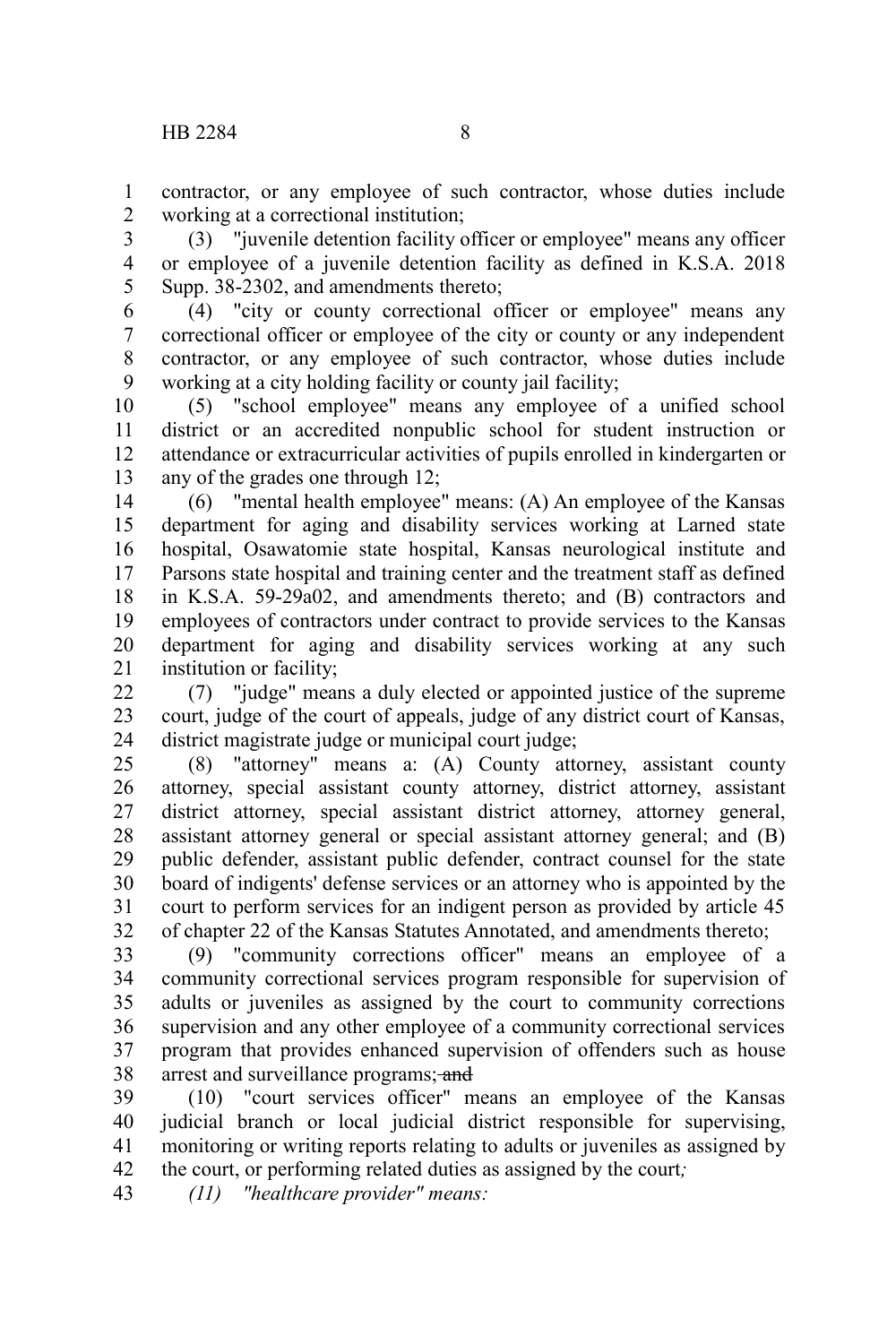contractor, or any employee of such contractor, whose duties include working at a correctional institution;

(3) "juvenile detention facility officer or employee" means any officer or employee of a juvenile detention facility as defined in K.S.A. 2018 Supp. 38-2302, and amendments thereto;

(4) "city or county correctional officer or employee" means any correctional officer or employee of the city or county or any independent contractor, or any employee of such contractor, whose duties include working at a city holding facility or county jail facility;

(5) "school employee" means any employee of a unified school district or an accredited nonpublic school for student instruction or attendance or extracurricular activities of pupils enrolled in kindergarten or any of the grades one through 12;

(6) "mental health employee" means: (A) An employee of the Kansas department for aging and disability services working at Larned state hospital, Osawatomie state hospital, Kansas neurological institute and Parsons state hospital and training center and the treatment staff as defined in K.S.A. 59-29a02, and amendments thereto; and (B) contractors and employees of contractors under contract to provide services to the Kansas department for aging and disability services working at any such institution or facility;

(7) "judge" means a duly elected or appointed justice of the supreme court, judge of the court of appeals, judge of any district court of Kansas, district magistrate judge or municipal court judge;

(8) "attorney" means a: (A) County attorney, assistant county attorney, special assistant county attorney, district attorney, assistant district attorney, special assistant district attorney, attorney general, assistant attorney general or special assistant attorney general; and (B) public defender, assistant public defender, contract counsel for the state board of indigents' defense services or an attorney who is appointed by the court to perform services for an indigent person as provided by article 45 of chapter 22 of the Kansas Statutes Annotated, and amendments thereto;

(9) "community corrections officer" means an employee of a community correctional services program responsible for supervision of adults or juveniles as assigned by the court to community corrections supervision and any other employee of a community correctional services program that provides enhanced supervision of offenders such as house arrest and surveillance programs; ~~and~~

(10) "court services officer" means an employee of the Kansas judicial branch or local judicial district responsible for supervising, monitoring or writing reports relating to adults or juveniles as assigned by the court, or performing related duties as assigned by the court*;*

*(11) "healthcare provider" means:*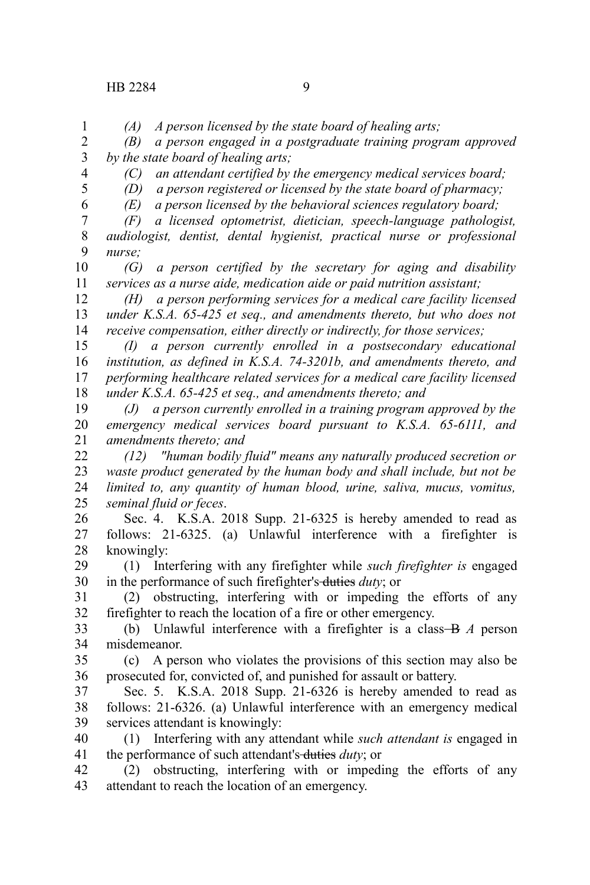*(A) A person licensed by the state board of healing arts;*

*(B) a person engaged in a postgraduate training program approved by the state board of healing arts;*

*(C) an attendant certified by the emergency medical services board;*

*(D) a person registered or licensed by the state board of pharmacy;*

*(E) a person licensed by the behavioral sciences regulatory board;*

*(F) a licensed optometrist, dietician, speech-language pathologist, audiologist, dentist, dental hygienist, practical nurse or professional nurse;*

*(G) a person certified by the secretary for aging and disability services as a nurse aide, medication aide or paid nutrition assistant;*

*(H) a person performing services for a medical care facility licensed under K.S.A. 65-425 et seq., and amendments thereto, but who does not receive compensation, either directly or indirectly, for those services;*

*(I) a person currently enrolled in a postsecondary educational institution, as defined in K.S.A. 74-3201b, and amendments thereto, and performing healthcare related services for a medical care facility licensed under K.S.A. 65-425 et seq., and amendments thereto; and*

*(J) a person currently enrolled in a training program approved by the emergency medical services board pursuant to K.S.A. 65-6111, and amendments thereto; and*

*(12) "human bodily fluid" means any naturally produced secretion or waste product generated by the human body and shall include, but not be limited to, any quantity of human blood, urine, saliva, mucus, vomitus, seminal fluid or feces*.

Sec. 4. K.S.A. 2018 Supp. 21-6325 is hereby amended to read as follows: 21-6325. (a) Unlawful interference with a firefighter is knowingly:

(1) Interfering with any firefighter while *such firefighter is* engaged in the performance of such firefighter's ~~duties~~ *duty*; or

(2) obstructing, interfering with or impeding the efforts of any firefighter to reach the location of a fire or other emergency.

(b) Unlawful interference with a firefighter is a class ~~B~~ *A* person misdemeanor.

(c) A person who violates the provisions of this section may also be prosecuted for, convicted of, and punished for assault or battery.

Sec. 5. K.S.A. 2018 Supp. 21-6326 is hereby amended to read as follows: 21-6326. (a) Unlawful interference with an emergency medical services attendant is knowingly:

(1) Interfering with any attendant while *such attendant is* engaged in the performance of such attendant's ~~duties~~ *duty*; or

(2) obstructing, interfering with or impeding the efforts of any attendant to reach the location of an emergency.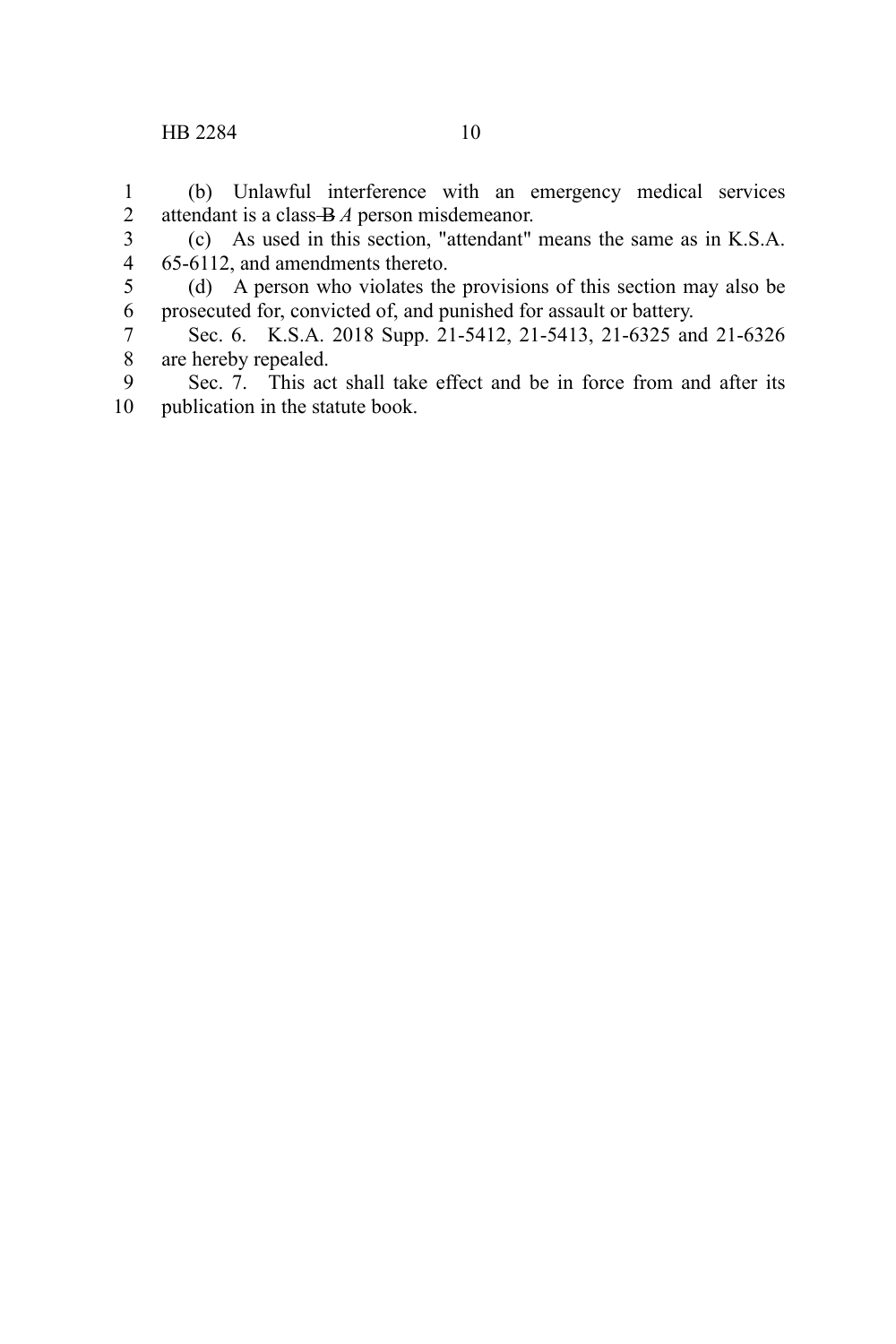(b) Unlawful interference with an emergency medical services attendant is a class ~~B~~ *A* person misdemeanor.

(c) As used in this section, "attendant" means the same as in K.S.A. 65-6112, and amendments thereto.

(d) A person who violates the provisions of this section may also be prosecuted for, convicted of, and punished for assault or battery.

Sec. 6. K.S.A. 2018 Supp. 21-5412, 21-5413, 21-6325 and 21-6326 are hereby repealed.

Sec. 7. This act shall take effect and be in force from and after its publication in the statute book.